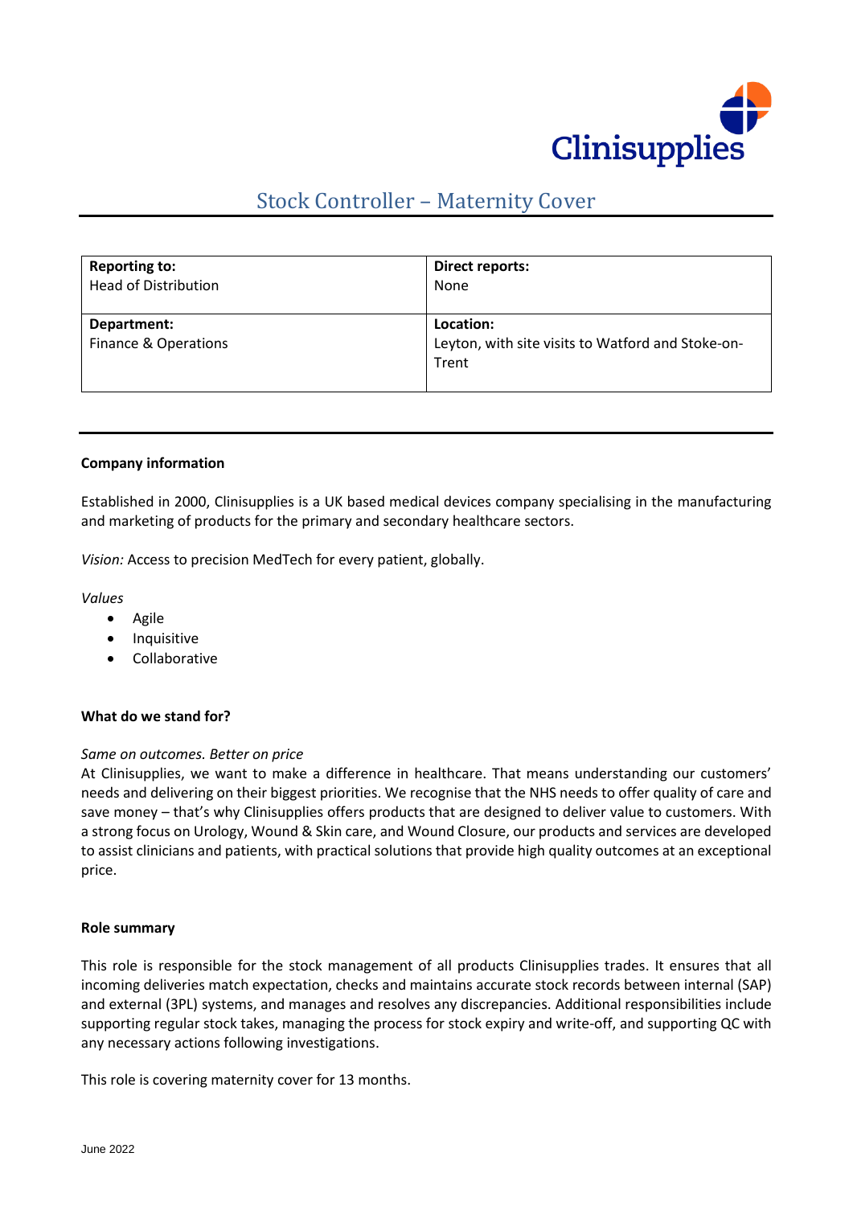Clinisupplies

# Stock Controller – Maternity Cover

| **Reporting to:**<br>Head of Distribution | **Direct reports:**<br>None |
|---|---|
| **Department:**<br>Finance & Operations | **Location:**<br>Leyton, with site visits to Watford and Stoke-on-Trent |

**Company information**

Established in 2000, Clinisupplies is a UK based medical devices company specialising in the manufacturing and marketing of products for the primary and secondary healthcare sectors.

*Vision:* Access to precision MedTech for every patient, globally.

*Values*

- Agile
- Inquisitive
- Collaborative

**What do we stand for?**

*Same on outcomes. Better on price*
At Clinisupplies, we want to make a difference in healthcare. That means understanding our customers' needs and delivering on their biggest priorities. We recognise that the NHS needs to offer quality of care and save money – that's why Clinisupplies offers products that are designed to deliver value to customers. With a strong focus on Urology, Wound & Skin care, and Wound Closure, our products and services are developed to assist clinicians and patients, with practical solutions that provide high quality outcomes at an exceptional price.

**Role summary**

This role is responsible for the stock management of all products Clinisupplies trades. It ensures that all incoming deliveries match expectation, checks and maintains accurate stock records between internal (SAP) and external (3PL) systems, and manages and resolves any discrepancies. Additional responsibilities include supporting regular stock takes, managing the process for stock expiry and write-off, and supporting QC with any necessary actions following investigations.

This role is covering maternity cover for 13 months.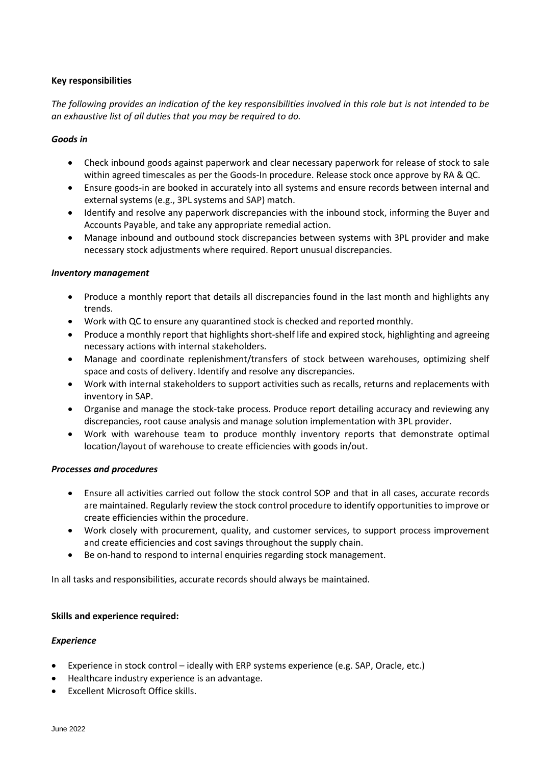**Key responsibilities**

*The following provides an indication of the key responsibilities involved in this role but is not intended to be an exhaustive list of all duties that you may be required to do.*

***Goods in***

- Check inbound goods against paperwork and clear necessary paperwork for release of stock to sale within agreed timescales as per the Goods-In procedure. Release stock once approve by RA & QC.
- Ensure goods-in are booked in accurately into all systems and ensure records between internal and external systems (e.g., 3PL systems and SAP) match.
- Identify and resolve any paperwork discrepancies with the inbound stock, informing the Buyer and Accounts Payable, and take any appropriate remedial action.
- Manage inbound and outbound stock discrepancies between systems with 3PL provider and make necessary stock adjustments where required. Report unusual discrepancies.

***Inventory management***

- Produce a monthly report that details all discrepancies found in the last month and highlights any trends.
- Work with QC to ensure any quarantined stock is checked and reported monthly.
- Produce a monthly report that highlights short-shelf life and expired stock, highlighting and agreeing necessary actions with internal stakeholders.
- Manage and coordinate replenishment/transfers of stock between warehouses, optimizing shelf space and costs of delivery. Identify and resolve any discrepancies.
- Work with internal stakeholders to support activities such as recalls, returns and replacements with inventory in SAP.
- Organise and manage the stock-take process. Produce report detailing accuracy and reviewing any discrepancies, root cause analysis and manage solution implementation with 3PL provider.
- Work with warehouse team to produce monthly inventory reports that demonstrate optimal location/layout of warehouse to create efficiencies with goods in/out.

***Processes and procedures***

- Ensure all activities carried out follow the stock control SOP and that in all cases, accurate records are maintained. Regularly review the stock control procedure to identify opportunities to improve or create efficiencies within the procedure.
- Work closely with procurement, quality, and customer services, to support process improvement and create efficiencies and cost savings throughout the supply chain.
- Be on-hand to respond to internal enquiries regarding stock management.

In all tasks and responsibilities, accurate records should always be maintained.

**Skills and experience required:**

***Experience***

- Experience in stock control – ideally with ERP systems experience (e.g. SAP, Oracle, etc.)
- Healthcare industry experience is an advantage.
- Excellent Microsoft Office skills.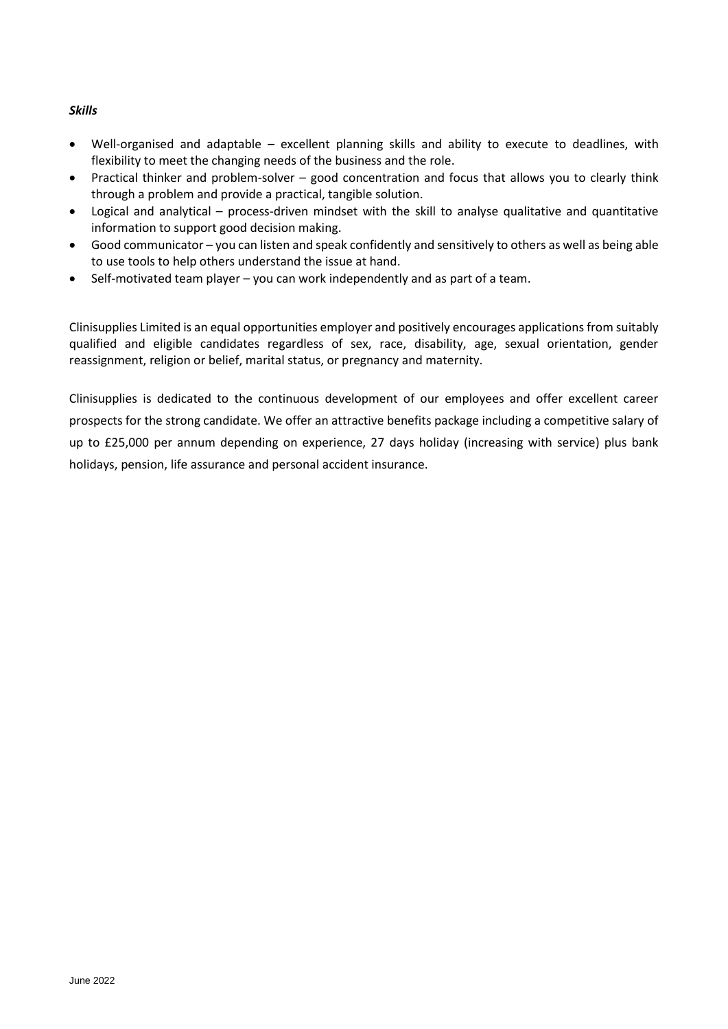***Skills***

- Well-organised and adaptable – excellent planning skills and ability to execute to deadlines, with flexibility to meet the changing needs of the business and the role.
- Practical thinker and problem-solver – good concentration and focus that allows you to clearly think through a problem and provide a practical, tangible solution.
- Logical and analytical – process-driven mindset with the skill to analyse qualitative and quantitative information to support good decision making.
- Good communicator – you can listen and speak confidently and sensitively to others as well as being able to use tools to help others understand the issue at hand.
- Self-motivated team player – you can work independently and as part of a team.

Clinisupplies Limited is an equal opportunities employer and positively encourages applications from suitably qualified and eligible candidates regardless of sex, race, disability, age, sexual orientation, gender reassignment, religion or belief, marital status, or pregnancy and maternity.

Clinisupplies is dedicated to the continuous development of our employees and offer excellent career prospects for the strong candidate. We offer an attractive benefits package including a competitive salary of up to £25,000 per annum depending on experience, 27 days holiday (increasing with service) plus bank holidays, pension, life assurance and personal accident insurance.